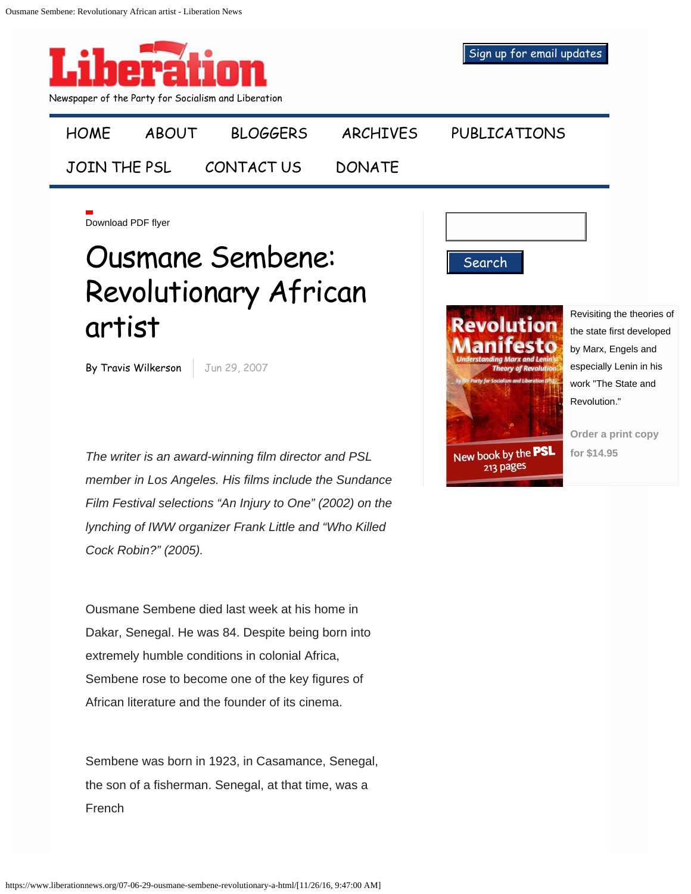# Liberation

Newspaper of the Party for Socialism and Liberation

Sign up for email updates

HOME ABOUT BLOGGERS ARCHIVES PUBLICATIONS JOIN THE PSL CONTACT US DONATE

Download PDF flyer

# Ousmane Sembene: Revolutionary African artist

By Travis Wilkerson | Jun 29, 2007

*The writer is an award-winning film director and PSL member in Los Angeles. His films include the Sundance Film Festival selections "An Injury to One" (2002) on the lynching of IWW organizer Frank Little and "Who Killed Cock Robin?" (2005).*

Ousmane Sembene died last week at his home in Dakar, Senegal. He was 84. Despite being born into extremely humble conditions in colonial Africa, Sembene rose to become one of the key figures of African literature and the founder of its cinema.

Sembene was born in 1923, in Casamance, Senegal, the son of a fisherman. Senegal, at that time, was a French

Revisiting the theories of the state first developed by Marx, Engels and especially Lenin in his work "The State and Revolution."

Order a print copy for $14.95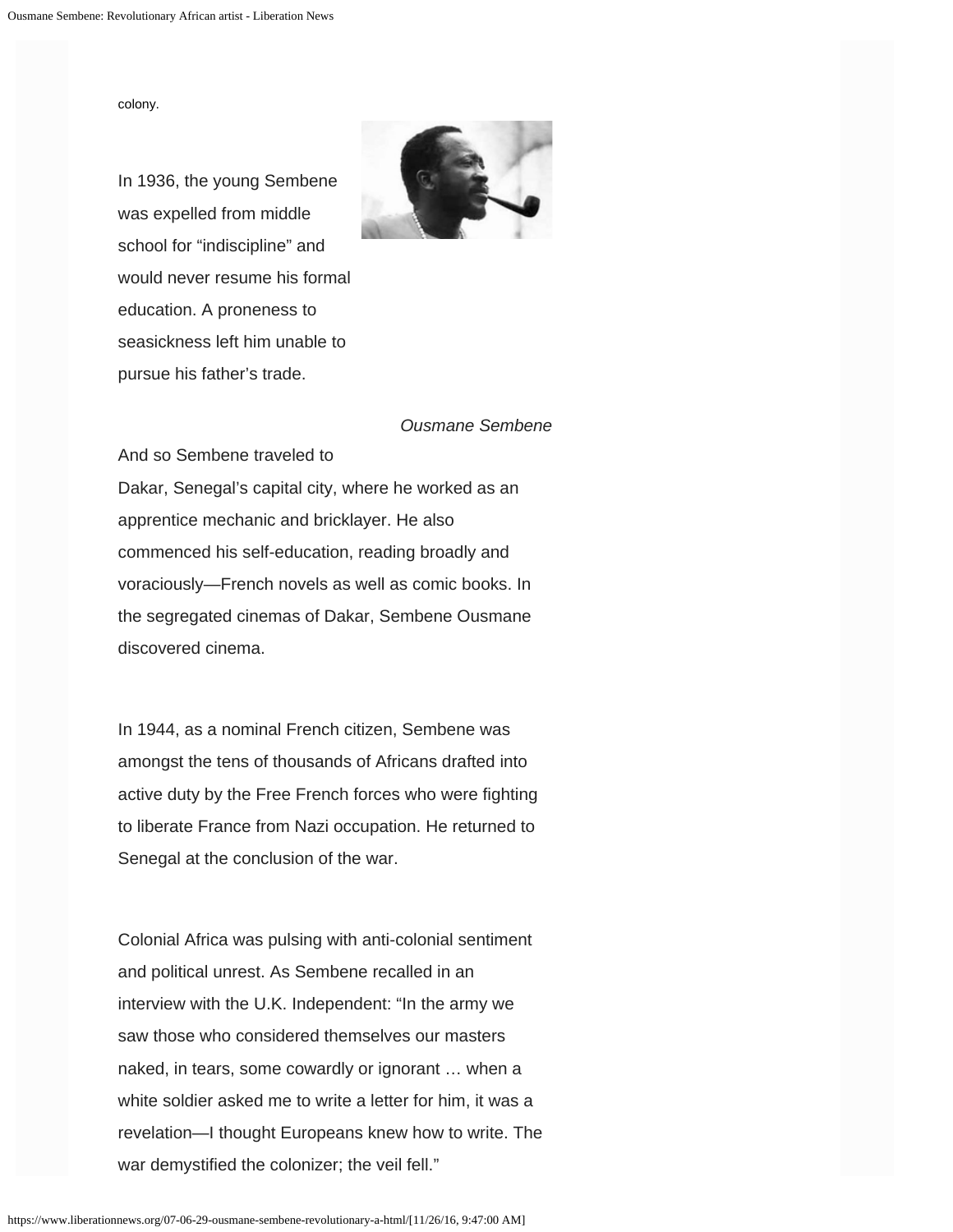colony.

In 1936, the young Sembene was expelled from middle school for “indiscipline” and would never resume his formal education. A proneness to seasickness left him unable to pursue his father’s trade.

*Ousmane Sembene*

And so Sembene traveled to Dakar, Senegal’s capital city, where he worked as an apprentice mechanic and bricklayer. He also commenced his self-education, reading broadly and voraciously—French novels as well as comic books. In the segregated cinemas of Dakar, Sembene Ousmane discovered cinema.

In 1944, as a nominal French citizen, Sembene was amongst the tens of thousands of Africans drafted into active duty by the Free French forces who were fighting to liberate France from Nazi occupation. He returned to Senegal at the conclusion of the war.

Colonial Africa was pulsing with anti-colonial sentiment and political unrest. As Sembene recalled in an interview with the U.K. Independent: “In the army we saw those who considered themselves our masters naked, in tears, some cowardly or ignorant … when a white soldier asked me to write a letter for him, it was a revelation—I thought Europeans knew how to write. The war demystified the colonizer; the veil fell.”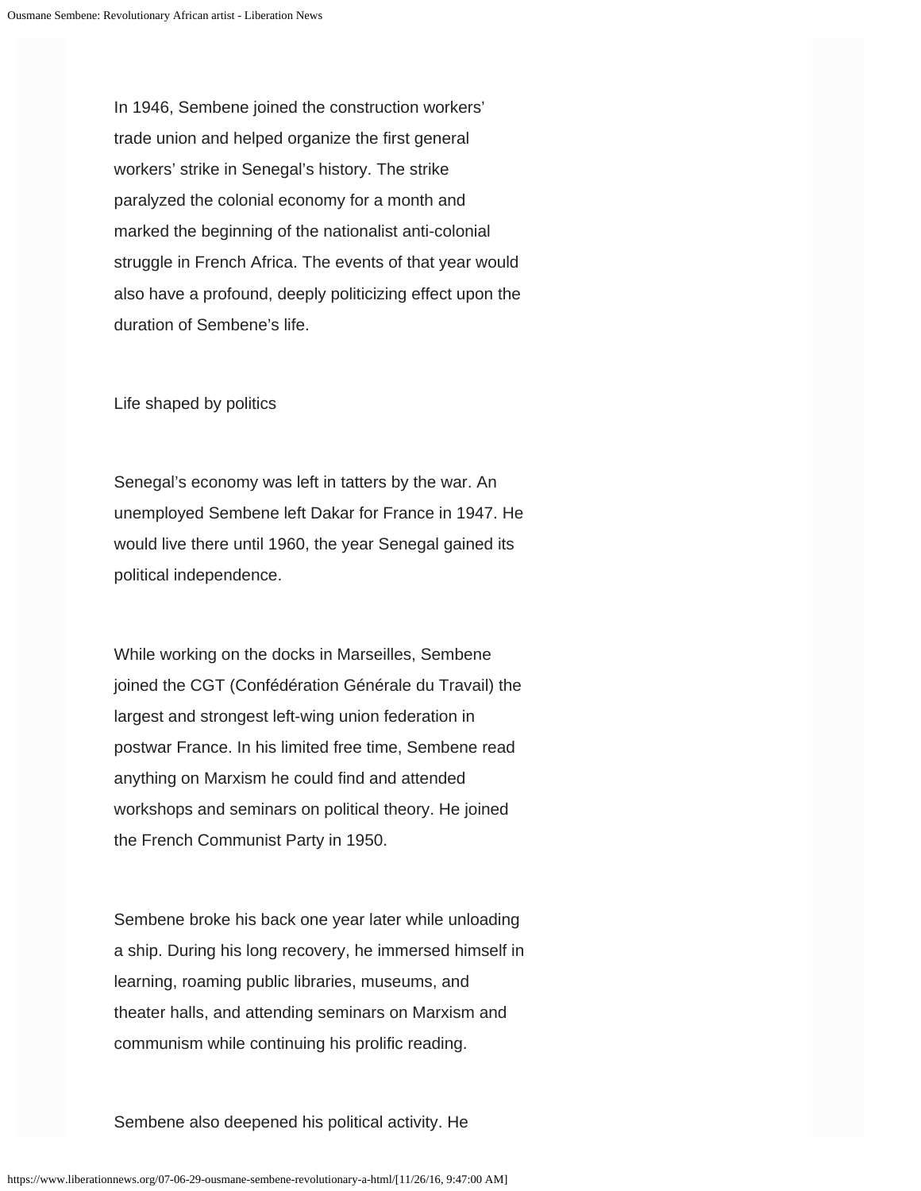In 1946, Sembene joined the construction workers' trade union and helped organize the first general workers' strike in Senegal's history. The strike paralyzed the colonial economy for a month and marked the beginning of the nationalist anti-colonial struggle in French Africa. The events of that year would also have a profound, deeply politicizing effect upon the duration of Sembene's life.

## Life shaped by politics

Senegal's economy was left in tatters by the war. An unemployed Sembene left Dakar for France in 1947. He would live there until 1960, the year Senegal gained its political independence.

While working on the docks in Marseilles, Sembene joined the CGT (Confédération Générale du Travail) the largest and strongest left-wing union federation in postwar France. In his limited free time, Sembene read anything on Marxism he could find and attended workshops and seminars on political theory. He joined the French Communist Party in 1950.

Sembene broke his back one year later while unloading a ship. During his long recovery, he immersed himself in learning, roaming public libraries, museums, and theater halls, and attending seminars on Marxism and communism while continuing his prolific reading.

Sembene also deepened his political activity. He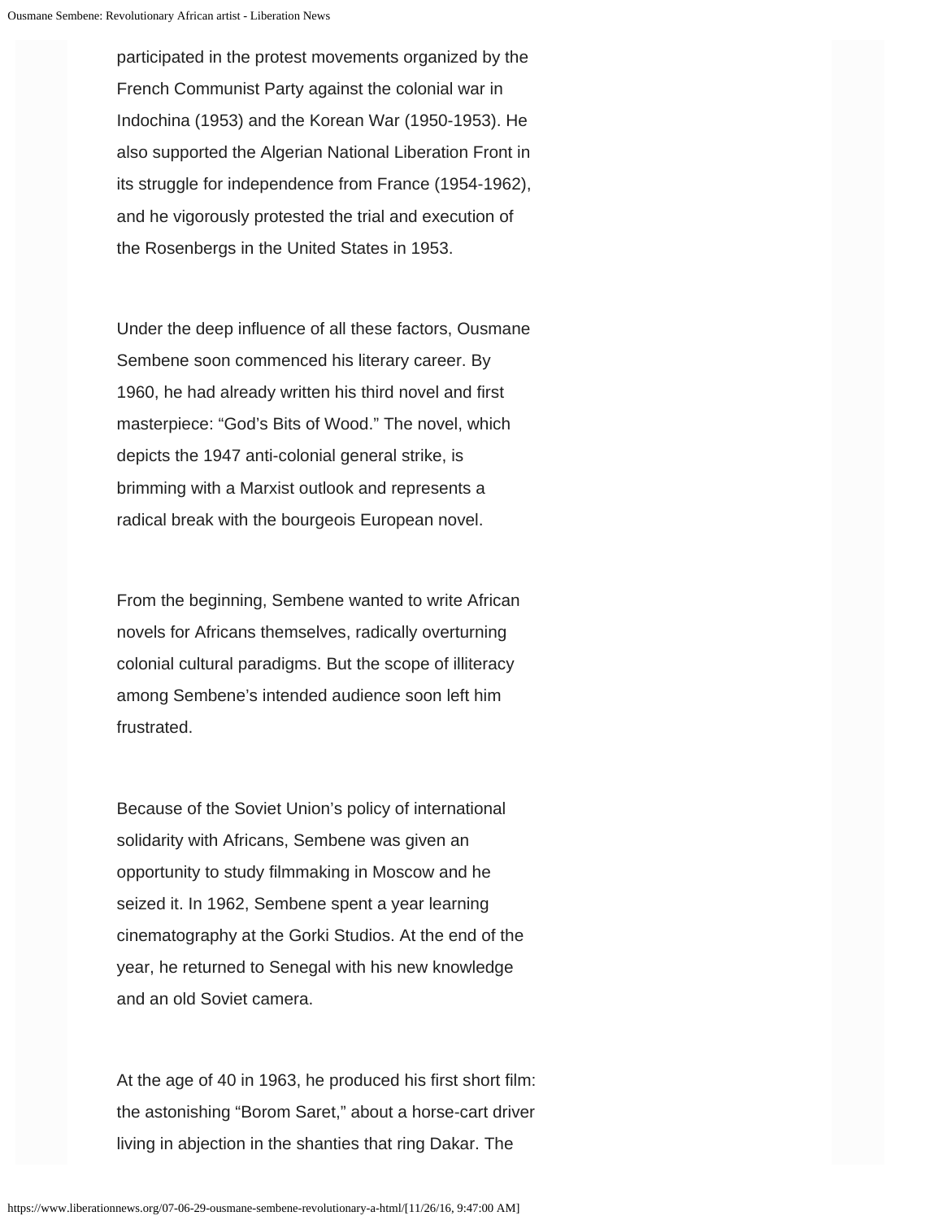participated in the protest movements organized by the French Communist Party against the colonial war in Indochina (1953) and the Korean War (1950-1953). He also supported the Algerian National Liberation Front in its struggle for independence from France (1954-1962), and he vigorously protested the trial and execution of the Rosenbergs in the United States in 1953.

Under the deep influence of all these factors, Ousmane Sembene soon commenced his literary career. By 1960, he had already written his third novel and first masterpiece: “God’s Bits of Wood.” The novel, which depicts the 1947 anti-colonial general strike, is brimming with a Marxist outlook and represents a radical break with the bourgeois European novel.

From the beginning, Sembene wanted to write African novels for Africans themselves, radically overturning colonial cultural paradigms. But the scope of illiteracy among Sembene’s intended audience soon left him frustrated.

Because of the Soviet Union’s policy of international solidarity with Africans, Sembene was given an opportunity to study filmmaking in Moscow and he seized it. In 1962, Sembene spent a year learning cinematography at the Gorki Studios. At the end of the year, he returned to Senegal with his new knowledge and an old Soviet camera.

At the age of 40 in 1963, he produced his first short film: the astonishing “Borom Saret,” about a horse-cart driver living in abjection in the shanties that ring Dakar. The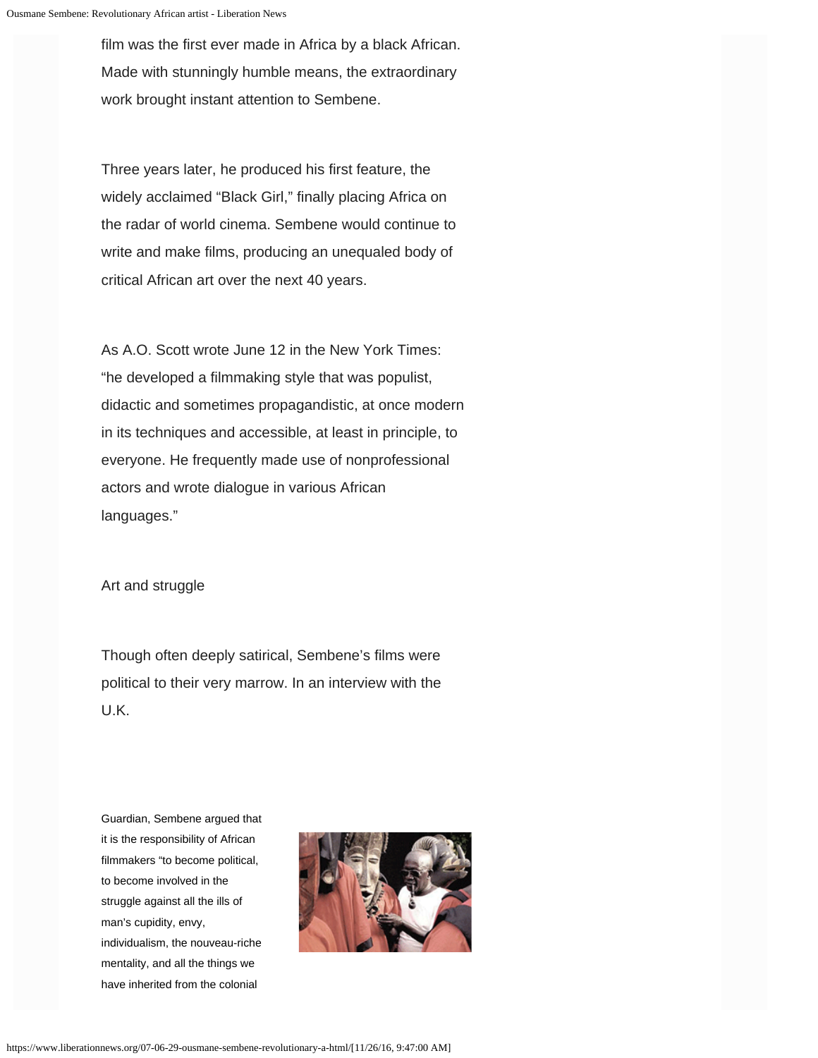film was the first ever made in Africa by a black African. Made with stunningly humble means, the extraordinary work brought instant attention to Sembene.

Three years later, he produced his first feature, the widely acclaimed "Black Girl," finally placing Africa on the radar of world cinema. Sembene would continue to write and make films, producing an unequaled body of critical African art over the next 40 years.

As A.O. Scott wrote June 12 in the New York Times: "he developed a filmmaking style that was populist, didactic and sometimes propagandistic, at once modern in its techniques and accessible, at least in principle, to everyone. He frequently made use of nonprofessional actors and wrote dialogue in various African languages."

## Art and struggle

Though often deeply satirical, Sembene's films were political to their very marrow. In an interview with the U.K. Guardian, Sembene argued that it is the responsibility of African filmmakers "to become political, to become involved in the struggle against all the ills of man's cupidity, envy, individualism, the nouveau-riche mentality, and all the things we have inherited from the colonial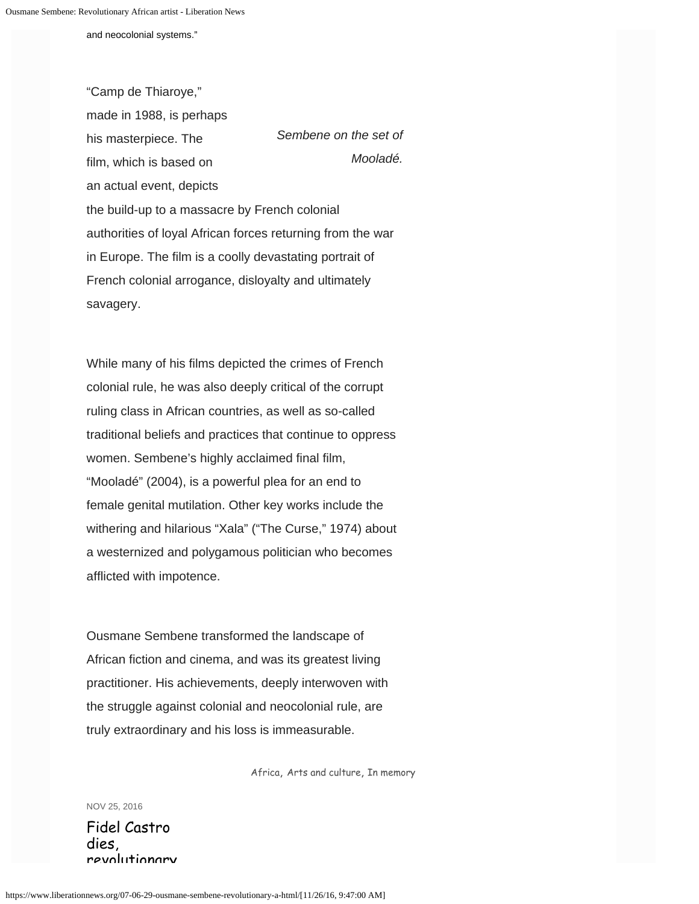and neocolonial systems."

"Camp de Thiaroye," made in 1988, is perhaps his masterpiece. The film, which is based on an actual event, depicts the build-up to a massacre by French colonial authorities of loyal African forces returning from the war in Europe. The film is a coolly devastating portrait of French colonial arrogance, disloyalty and ultimately savagery.

*Sembene on the set of Mooladé.*

While many of his films depicted the crimes of French colonial rule, he was also deeply critical of the corrupt ruling class in African countries, as well as so-called traditional beliefs and practices that continue to oppress women. Sembene's highly acclaimed final film, "Mooladé" (2004), is a powerful plea for an end to female genital mutilation. Other key works include the withering and hilarious "Xala" ("The Curse," 1974) about a westernized and polygamous politician who becomes afflicted with impotence.

Ousmane Sembene transformed the landscape of African fiction and cinema, and was its greatest living practitioner. His achievements, deeply interwoven with the struggle against colonial and neocolonial rule, are truly extraordinary and his loss is immeasurable.

Africa, Arts and culture, In memory

NOV 25, 2016

Fidel Castro dies, revolutionary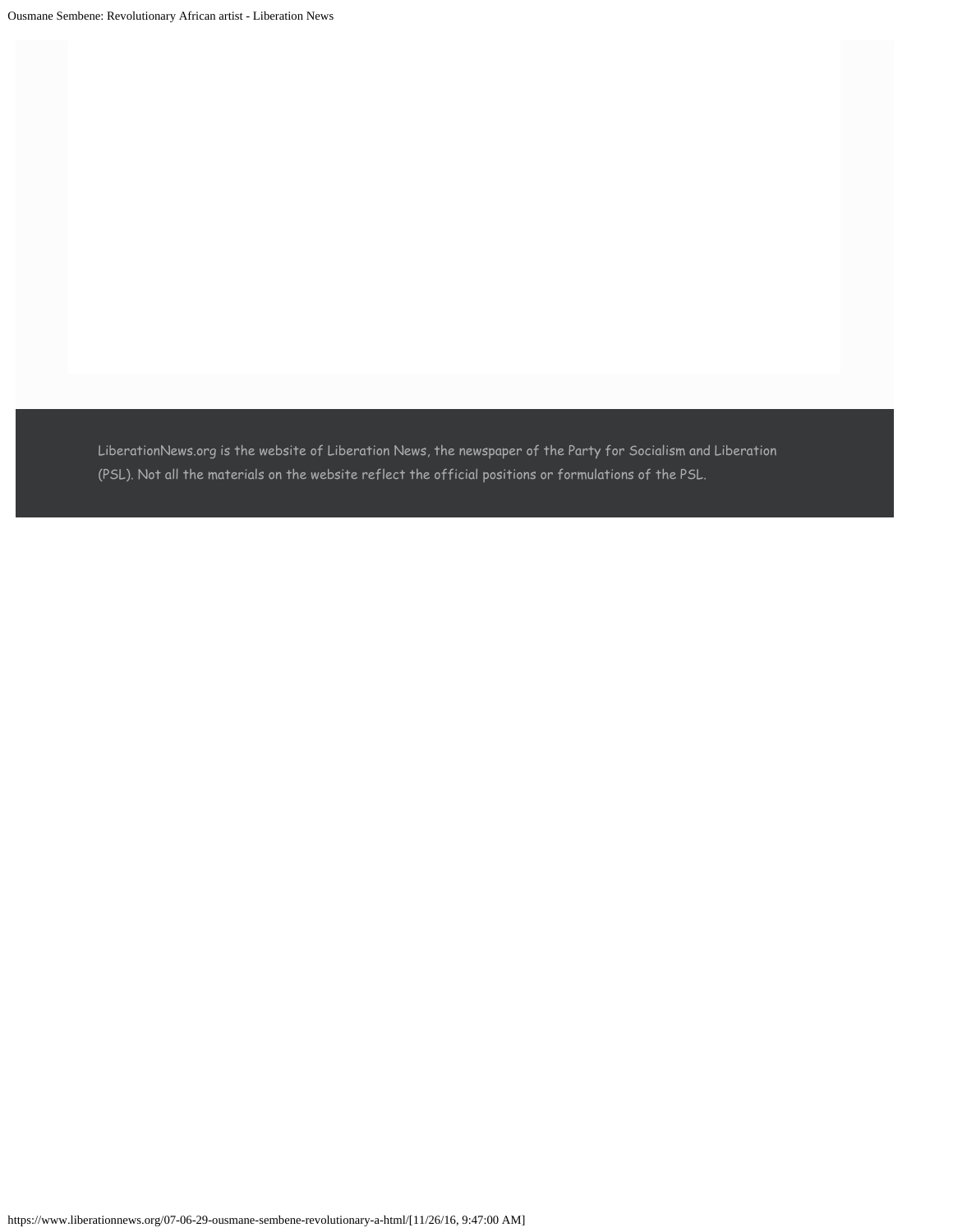LiberationNews.org is the website of Liberation News, the newspaper of the Party for Socialism and Liberation (PSL). Not all the materials on the website reflect the official positions or formulations of the PSL.